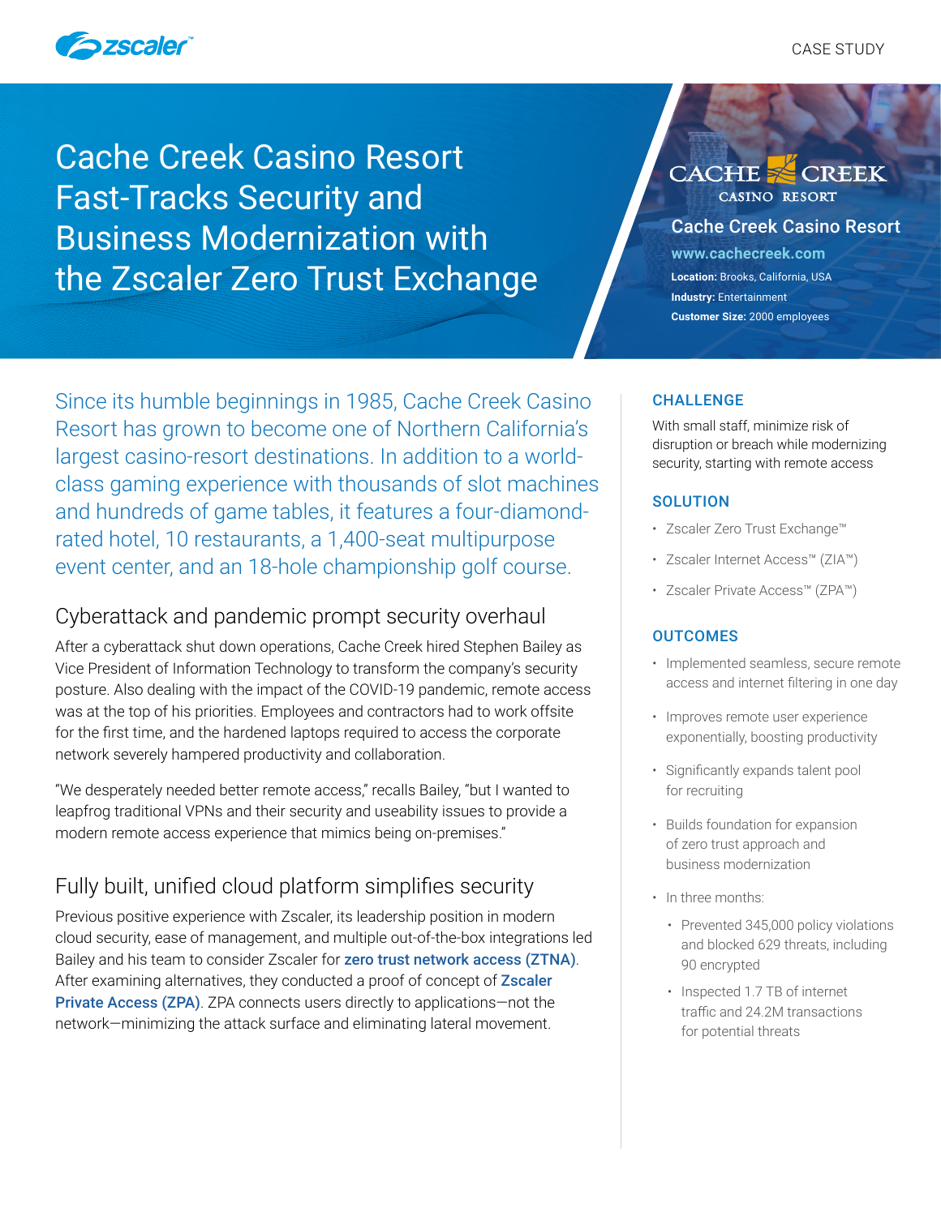# Cache Creek Casino Resort Fast-Tracks Security and Business Modernization with the Zscaler Zero Trust Exchange

CASE STUDY

**Cache Creek Casino Resort**

**www.cachecreek.com**

**Location:** Brooks, California, USA

**Industry:** Entertainment

**Customer Size:** 2000 employees

Since its humble beginnings in 1985, Cache Creek Casino Resort has grown to become one of Northern California's largest casino-resort destinations. In addition to a world-class gaming experience with thousands of slot machines and hundreds of game tables, it features a four-diamond-rated hotel, 10 restaurants, a 1,400-seat multipurpose event center, and an 18-hole championship golf course.

## Cyberattack and pandemic prompt security overhaul

After a cyberattack shut down operations, Cache Creek hired Stephen Bailey as Vice President of Information Technology to transform the company's security posture. Also dealing with the impact of the COVID-19 pandemic, remote access was at the top of his priorities. Employees and contractors had to work offsite for the first time, and the hardened laptops required to access the corporate network severely hampered productivity and collaboration.

"We desperately needed better remote access," recalls Bailey, "but I wanted to leapfrog traditional VPNs and their security and useability issues to provide a modern remote access experience that mimics being on-premises."

## Fully built, unified cloud platform simplifies security

Previous positive experience with Zscaler, its leadership position in modern cloud security, ease of management, and multiple out-of-the-box integrations led Bailey and his team to consider Zscaler for **zero trust network access (ZTNA)**. After examining alternatives, they conducted a proof of concept of **Zscaler Private Access (ZPA)**. ZPA connects users directly to applications—not the network—minimizing the attack surface and eliminating lateral movement.

### CHALLENGE

With small staff, minimize risk of disruption or breach while modernizing security, starting with remote access

### SOLUTION

- Zscaler Zero Trust Exchange™
- Zscaler Internet Access™ (ZIA™)
- Zscaler Private Access™ (ZPA™)

### OUTCOMES

- Implemented seamless, secure remote access and internet filtering in one day
- Improves remote user experience exponentially, boosting productivity
- Significantly expands talent pool for recruiting
- Builds foundation for expansion of zero trust approach and business modernization
- In three months:
  - Prevented 345,000 policy violations and blocked 629 threats, including 90 encrypted
  - Inspected 1.7 TB of internet traffic and 24.2M transactions for potential threats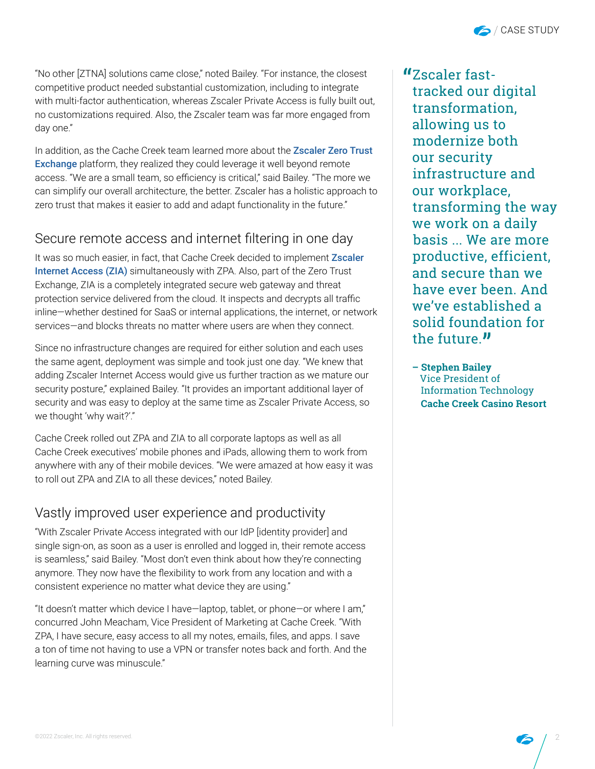"No other [ZTNA] solutions came close," noted Bailey. "For instance, the closest competitive product needed substantial customization, including to integrate with multi-factor authentication, whereas Zscaler Private Access is fully built out, no customizations required. Also, the Zscaler team was far more engaged from day one."

In addition, as the Cache Creek team learned more about the **Zscaler Zero Trust Exchange** platform, they realized they could leverage it well beyond remote access. "We are a small team, so efficiency is critical," said Bailey. "The more we can simplify our overall architecture, the better. Zscaler has a holistic approach to zero trust that makes it easier to add and adapt functionality in the future."

## Secure remote access and internet filtering in one day

It was so much easier, in fact, that Cache Creek decided to implement **Zscaler Internet Access (ZIA)** simultaneously with ZPA. Also, part of the Zero Trust Exchange, ZIA is a completely integrated secure web gateway and threat protection service delivered from the cloud. It inspects and decrypts all traffic inline—whether destined for SaaS or internal applications, the internet, or network services—and blocks threats no matter where users are when they connect.

Since no infrastructure changes are required for either solution and each uses the same agent, deployment was simple and took just one day. "We knew that adding Zscaler Internet Access would give us further traction as we mature our security posture," explained Bailey. "It provides an important additional layer of security and was easy to deploy at the same time as Zscaler Private Access, so we thought 'why wait?'."

Cache Creek rolled out ZPA and ZIA to all corporate laptops as well as all Cache Creek executives' mobile phones and iPads, allowing them to work from anywhere with any of their mobile devices. "We were amazed at how easy it was to roll out ZPA and ZIA to all these devices," noted Bailey.

## Vastly improved user experience and productivity

"With Zscaler Private Access integrated with our IdP [identity provider] and single sign-on, as soon as a user is enrolled and logged in, their remote access is seamless," said Bailey. "Most don't even think about how they're connecting anymore. They now have the flexibility to work from any location and with a consistent experience no matter what device they are using."

"It doesn't matter which device I have—laptop, tablet, or phone—or where I am," concurred John Meacham, Vice President of Marketing at Cache Creek. "With ZPA, I have secure, easy access to all my notes, emails, files, and apps. I save a ton of time not having to use a VPN or transfer notes back and forth. And the learning curve was minuscule."

> "Zscaler fast-tracked our digital transformation, allowing us to modernize both our security infrastructure and our workplace, transforming the way we work on a daily basis ... We are more productive, efficient, and secure than we have ever been. And we've established a solid foundation for the future."
>
> **– Stephen Bailey**
> Vice President of Information Technology
> **Cache Creek Casino Resort**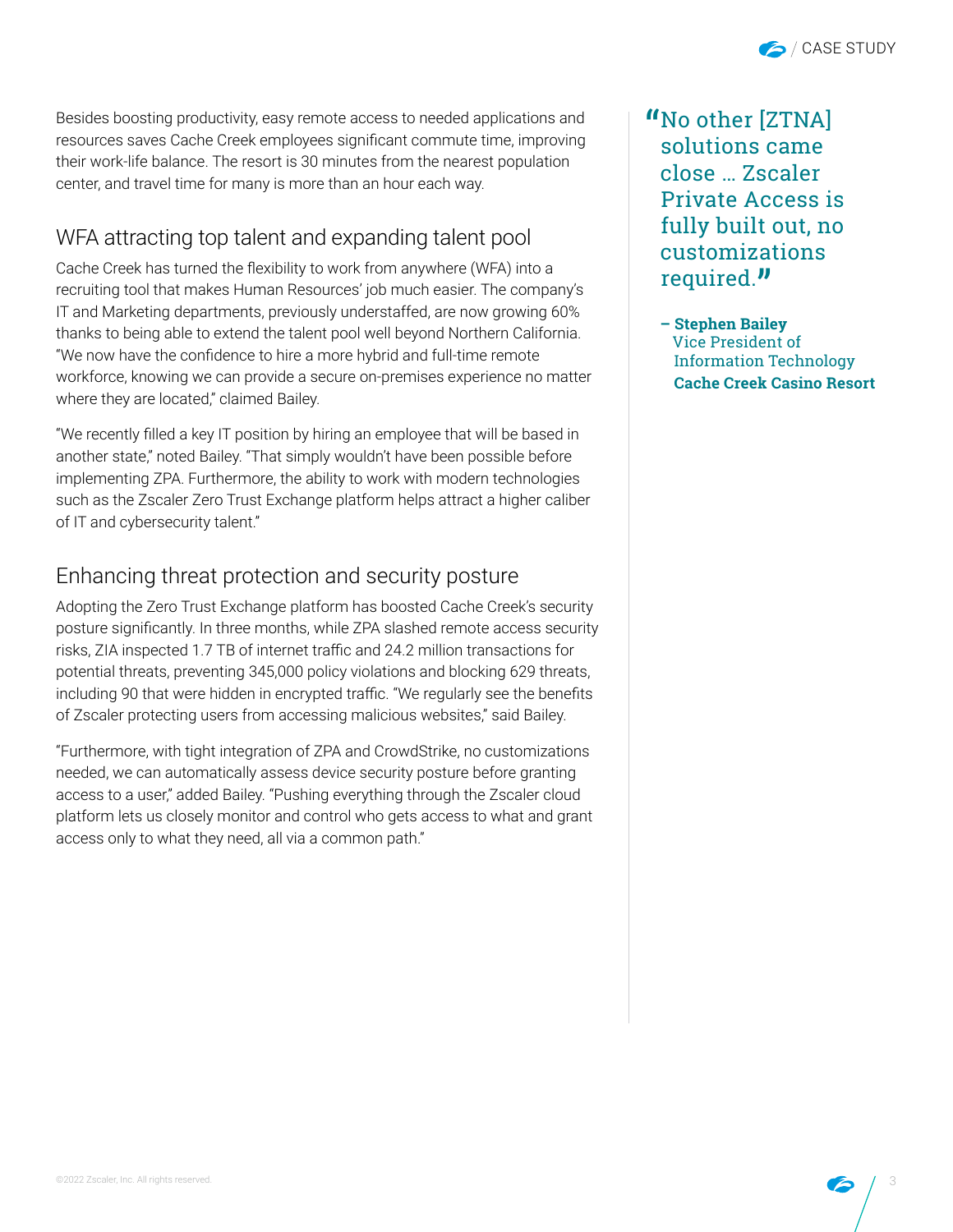Besides boosting productivity, easy remote access to needed applications and resources saves Cache Creek employees significant commute time, improving their work-life balance. The resort is 30 minutes from the nearest population center, and travel time for many is more than an hour each way.

## WFA attracting top talent and expanding talent pool

Cache Creek has turned the flexibility to work from anywhere (WFA) into a recruiting tool that makes Human Resources' job much easier. The company's IT and Marketing departments, previously understaffed, are now growing 60% thanks to being able to extend the talent pool well beyond Northern California. "We now have the confidence to hire a more hybrid and full-time remote workforce, knowing we can provide a secure on-premises experience no matter where they are located," claimed Bailey.

"We recently filled a key IT position by hiring an employee that will be based in another state," noted Bailey. "That simply wouldn't have been possible before implementing ZPA. Furthermore, the ability to work with modern technologies such as the Zscaler Zero Trust Exchange platform helps attract a higher caliber of IT and cybersecurity talent."

## Enhancing threat protection and security posture

Adopting the Zero Trust Exchange platform has boosted Cache Creek's security posture significantly. In three months, while ZPA slashed remote access security risks, ZIA inspected 1.7 TB of internet traffic and 24.2 million transactions for potential threats, preventing 345,000 policy violations and blocking 629 threats, including 90 that were hidden in encrypted traffic. "We regularly see the benefits of Zscaler protecting users from accessing malicious websites," said Bailey.

"Furthermore, with tight integration of ZPA and CrowdStrike, no customizations needed, we can automatically assess device security posture before granting access to a user," added Bailey. "Pushing everything through the Zscaler cloud platform lets us closely monitor and control who gets access to what and grant access only to what they need, all via a common path."

> "No other [ZTNA] solutions came close … Zscaler Private Access is fully built out, no customizations required."
>
> **– Stephen Bailey**
> Vice President of Information Technology
> **Cache Creek Casino Resort**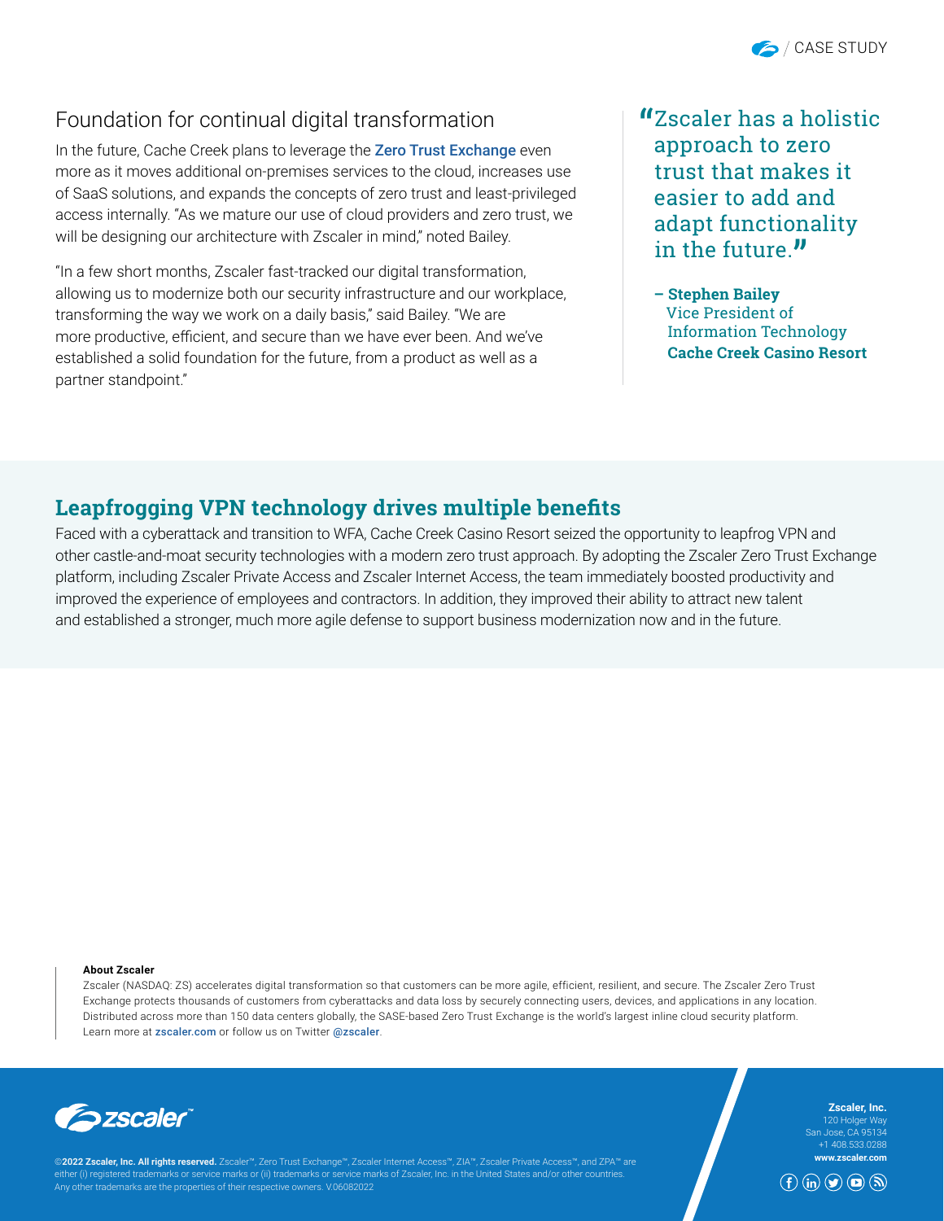## Foundation for continual digital transformation

In the future, Cache Creek plans to leverage the Zero Trust Exchange even more as it moves additional on-premises services to the cloud, increases use of SaaS solutions, and expands the concepts of zero trust and least-privileged access internally. "As we mature our use of cloud providers and zero trust, we will be designing our architecture with Zscaler in mind," noted Bailey.

"In a few short months, Zscaler fast-tracked our digital transformation, allowing us to modernize both our security infrastructure and our workplace, transforming the way we work on a daily basis," said Bailey. "We are more productive, efficient, and secure than we have ever been. And we've established a solid foundation for the future, from a product as well as a partner standpoint."

> "Zscaler has a holistic approach to zero trust that makes it easier to add and adapt functionality in the future."
>
> **– Stephen Bailey**
> Vice President of Information Technology
> **Cache Creek Casino Resort**

## Leapfrogging VPN technology drives multiple benefits

Faced with a cyberattack and transition to WFA, Cache Creek Casino Resort seized the opportunity to leapfrog VPN and other castle-and-moat security technologies with a modern zero trust approach. By adopting the Zscaler Zero Trust Exchange platform, including Zscaler Private Access and Zscaler Internet Access, the team immediately boosted productivity and improved the experience of employees and contractors. In addition, they improved their ability to attract new talent and established a stronger, much more agile defense to support business modernization now and in the future.

**About Zscaler**

Zscaler (NASDAQ: ZS) accelerates digital transformation so that customers can be more agile, efficient, resilient, and secure. The Zscaler Zero Trust Exchange protects thousands of customers from cyberattacks and data loss by securely connecting users, devices, and applications in any location. Distributed across more than 150 data centers globally, the SASE-based Zero Trust Exchange is the world's largest inline cloud security platform. Learn more at **zscaler.com** or follow us on Twitter **@zscaler**.

**©2022 Zscaler, Inc. All rights reserved.** Zscaler™, Zero Trust Exchange™, Zscaler Internet Access™, ZIA™, Zscaler Private Access™, and ZPA™ are either (i) registered trademarks or service marks or (ii) trademarks or service marks of Zscaler, Inc. in the United States and/or other countries. Any other trademarks are the properties of their respective owners. V.06082022

**Zscaler, Inc.**
120 Holger Way
San Jose, CA 95134
+1 408.533.0288
**www.zscaler.com**